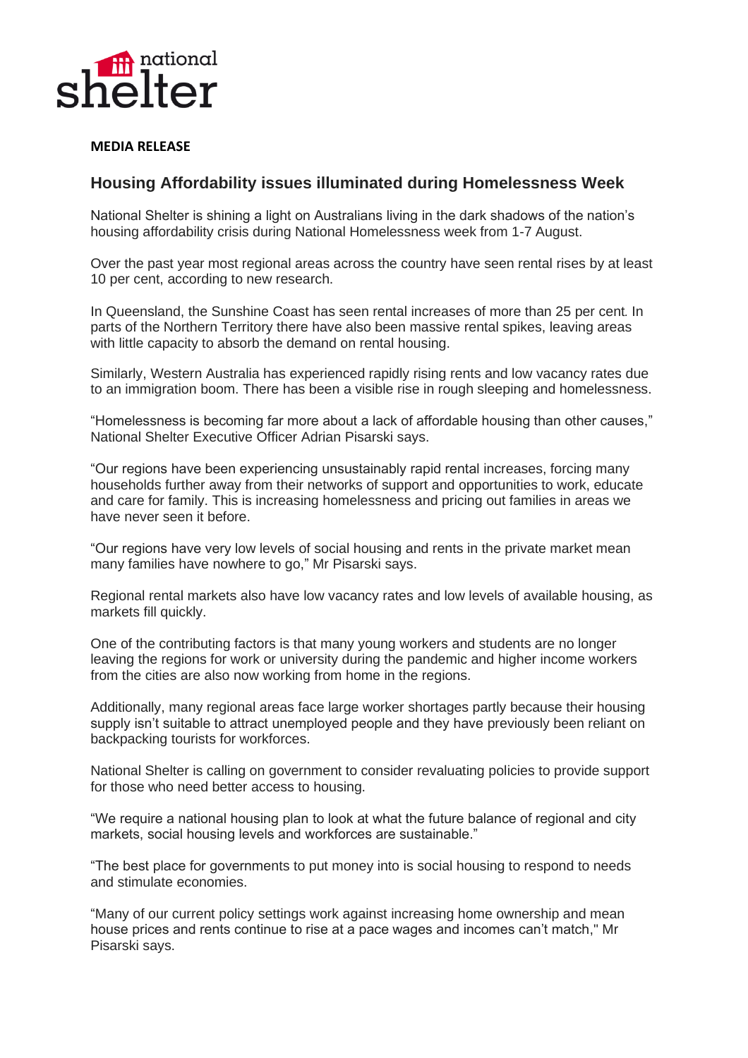national shelter

**MEDIA RELEASE**

## Housing Affordability issues illuminated during Homelessness Week

National Shelter is shining a light on Australians living in the dark shadows of the nation's housing affordability crisis during National Homelessness week from 1-7 August.

Over the past year most regional areas across the country have seen rental rises by at least 10 per cent, according to new research.

In Queensland, the Sunshine Coast has seen rental increases of more than 25 per cent. In parts of the Northern Territory there have also been massive rental spikes, leaving areas with little capacity to absorb the demand on rental housing.

Similarly, Western Australia has experienced rapidly rising rents and low vacancy rates due to an immigration boom. There has been a visible rise in rough sleeping and homelessness.

"Homelessness is becoming far more about a lack of affordable housing than other causes," National Shelter Executive Officer Adrian Pisarski says.

"Our regions have been experiencing unsustainably rapid rental increases, forcing many households further away from their networks of support and opportunities to work, educate and care for family. This is increasing homelessness and pricing out families in areas we have never seen it before.

"Our regions have very low levels of social housing and rents in the private market mean many families have nowhere to go," Mr Pisarski says.

Regional rental markets also have low vacancy rates and low levels of available housing, as markets fill quickly.

One of the contributing factors is that many young workers and students are no longer leaving the regions for work or university during the pandemic and higher income workers from the cities are also now working from home in the regions.

Additionally, many regional areas face large worker shortages partly because their housing supply isn't suitable to attract unemployed people and they have previously been reliant on backpacking tourists for workforces.

National Shelter is calling on government to consider revaluating policies to provide support for those who need better access to housing.

"We require a national housing plan to look at what the future balance of regional and city markets, social housing levels and workforces are sustainable."

"The best place for governments to put money into is social housing to respond to needs and stimulate economies.

"Many of our current policy settings work against increasing home ownership and mean house prices and rents continue to rise at a pace wages and incomes can't match," Mr Pisarski says.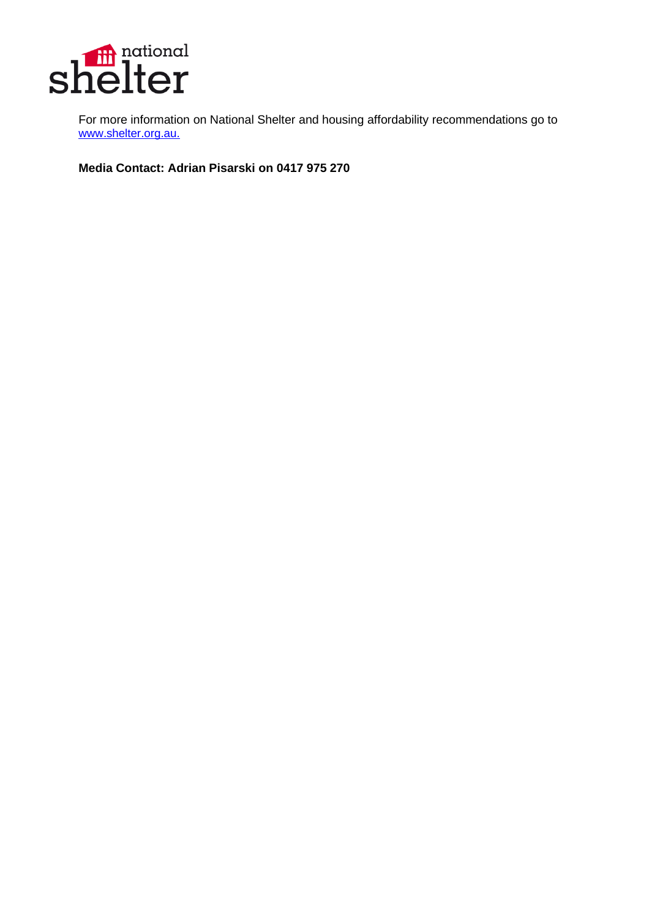national shelter

For more information on National Shelter and housing affordability recommendations go to [www.shelter.org.au.](http://www.shelter.org.au)

**Media Contact: Adrian Pisarski on 0417 975 270**